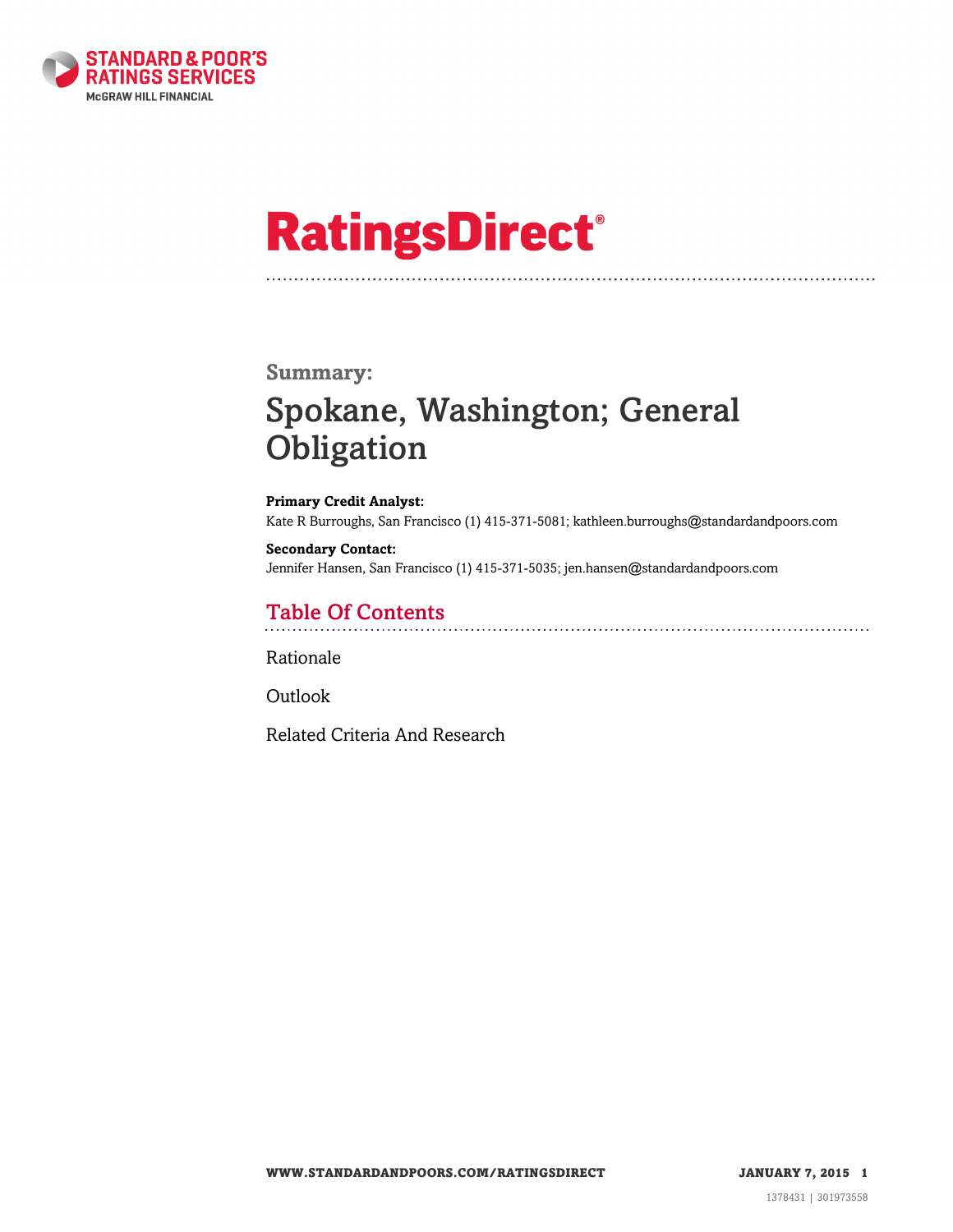STANDARD & POOR'S RATINGS SERVICES

McGRAW HILL FINANCIAL

# RatingsDirect®

**Summary:**

# Spokane, Washington; General Obligation

**Primary Credit Analyst:**

Kate R Burroughs, San Francisco (1) 415-371-5081; kathleen.burroughs@standardandpoors.com

**Secondary Contact:**

Jennifer Hansen, San Francisco (1) 415-371-5035; jen.hansen@standardandpoors.com

## Table Of Contents

Rationale

Outlook

Related Criteria And Research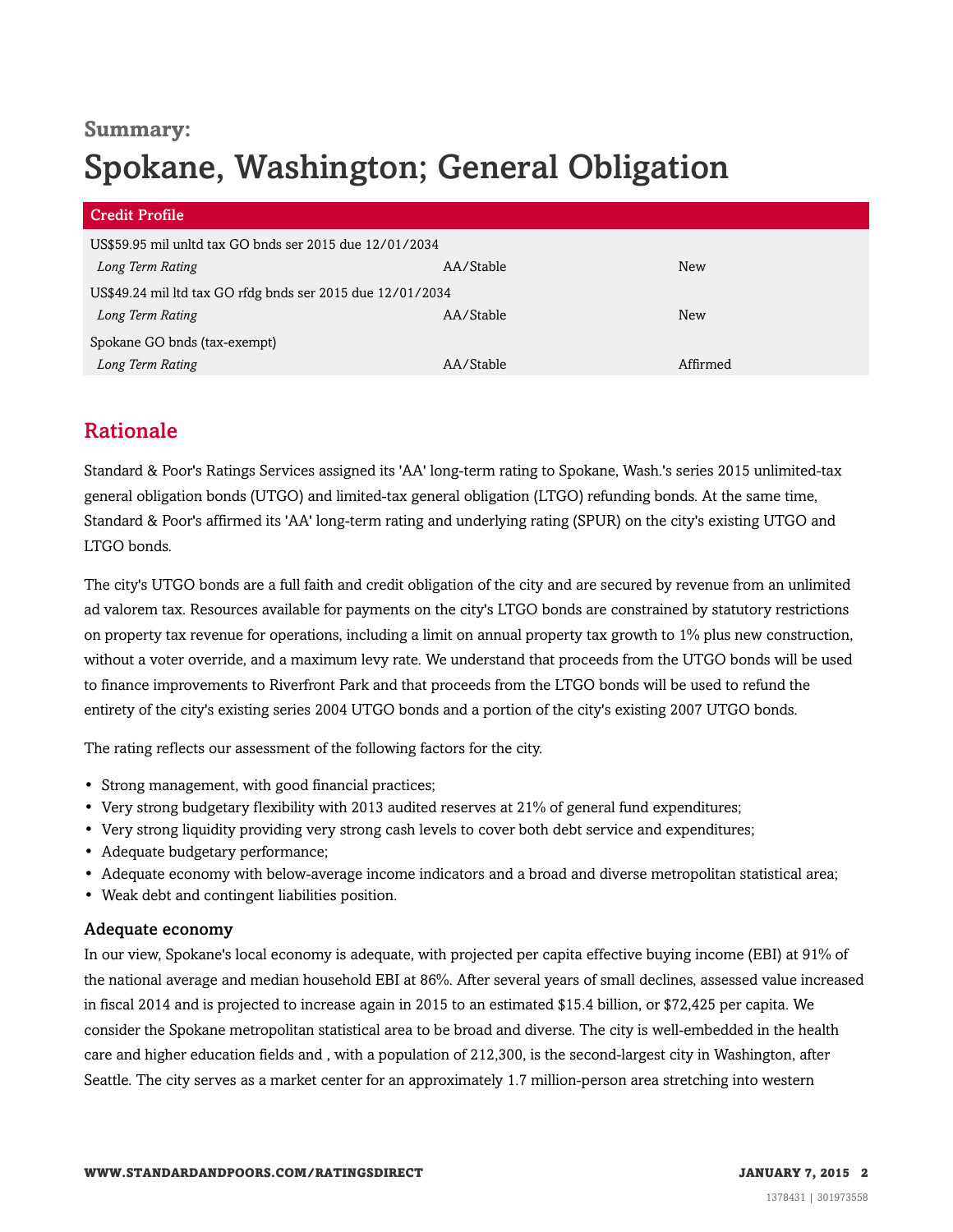**Summary:**

# Spokane, Washington; General Obligation

| Credit Profile | | |
|---|---|---|
| US$59.95 mil unltd tax GO bnds ser 2015 due 12/01/2034 | | |
| *Long Term Rating* | AA/Stable | New |
| US$49.24 mil ltd tax GO rfdg bnds ser 2015 due 12/01/2034 | | |
| *Long Term Rating* | AA/Stable | New |
| Spokane GO bnds (tax-exempt) | | |
| *Long Term Rating* | AA/Stable | Affirmed |

## Rationale

Standard & Poor's Ratings Services assigned its 'AA' long-term rating to Spokane, Wash.'s series 2015 unlimited-tax general obligation bonds (UTGO) and limited-tax general obligation (LTGO) refunding bonds. At the same time, Standard & Poor's affirmed its 'AA' long-term rating and underlying rating (SPUR) on the city's existing UTGO and LTGO bonds.

The city's UTGO bonds are a full faith and credit obligation of the city and are secured by revenue from an unlimited ad valorem tax. Resources available for payments on the city's LTGO bonds are constrained by statutory restrictions on property tax revenue for operations, including a limit on annual property tax growth to 1% plus new construction, without a voter override, and a maximum levy rate. We understand that proceeds from the UTGO bonds will be used to finance improvements to Riverfront Park and that proceeds from the LTGO bonds will be used to refund the entirety of the city's existing series 2004 UTGO bonds and a portion of the city's existing 2007 UTGO bonds.

The rating reflects our assessment of the following factors for the city.

- Strong management, with good financial practices;
- Very strong budgetary flexibility with 2013 audited reserves at 21% of general fund expenditures;
- Very strong liquidity providing very strong cash levels to cover both debt service and expenditures;
- Adequate budgetary performance;
- Adequate economy with below-average income indicators and a broad and diverse metropolitan statistical area;
- Weak debt and contingent liabilities position.

### Adequate economy

In our view, Spokane's local economy is adequate, with projected per capita effective buying income (EBI) at 91% of the national average and median household EBI at 86%. After several years of small declines, assessed value increased in fiscal 2014 and is projected to increase again in 2015 to an estimated $15.4 billion, or $72,425 per capita. We consider the Spokane metropolitan statistical area to be broad and diverse. The city is well-embedded in the health care and higher education fields and , with a population of 212,300, is the second-largest city in Washington, after Seattle. The city serves as a market center for an approximately 1.7 million-person area stretching into western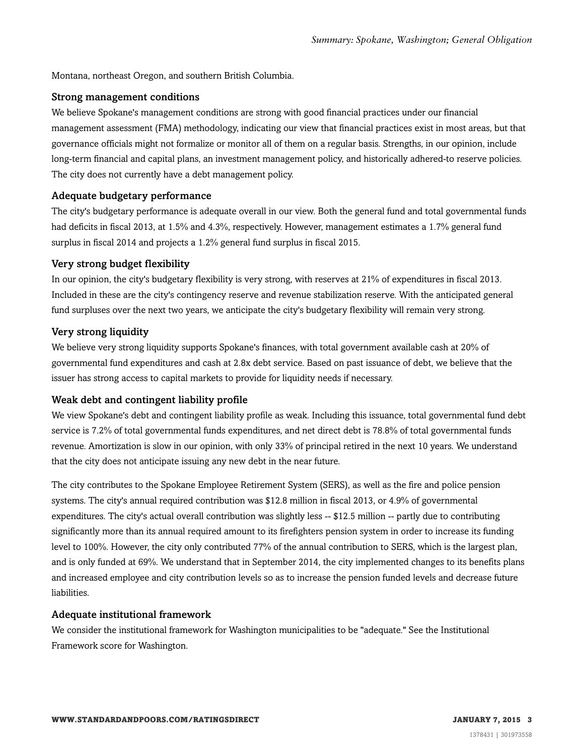Montana, northeast Oregon, and southern British Columbia.

### Strong management conditions

We believe Spokane's management conditions are strong with good financial practices under our financial management assessment (FMA) methodology, indicating our view that financial practices exist in most areas, but that governance officials might not formalize or monitor all of them on a regular basis. Strengths, in our opinion, include long-term financial and capital plans, an investment management policy, and historically adhered-to reserve policies. The city does not currently have a debt management policy.

### Adequate budgetary performance

The city's budgetary performance is adequate overall in our view. Both the general fund and total governmental funds had deficits in fiscal 2013, at 1.5% and 4.3%, respectively. However, management estimates a 1.7% general fund surplus in fiscal 2014 and projects a 1.2% general fund surplus in fiscal 2015.

### Very strong budget flexibility

In our opinion, the city's budgetary flexibility is very strong, with reserves at 21% of expenditures in fiscal 2013. Included in these are the city's contingency reserve and revenue stabilization reserve. With the anticipated general fund surpluses over the next two years, we anticipate the city's budgetary flexibility will remain very strong.

### Very strong liquidity

We believe very strong liquidity supports Spokane's finances, with total government available cash at 20% of governmental fund expenditures and cash at 2.8x debt service. Based on past issuance of debt, we believe that the issuer has strong access to capital markets to provide for liquidity needs if necessary.

### Weak debt and contingent liability profile

We view Spokane's debt and contingent liability profile as weak. Including this issuance, total governmental fund debt service is 7.2% of total governmental funds expenditures, and net direct debt is 78.8% of total governmental funds revenue. Amortization is slow in our opinion, with only 33% of principal retired in the next 10 years. We understand that the city does not anticipate issuing any new debt in the near future.

The city contributes to the Spokane Employee Retirement System (SERS), as well as the fire and police pension systems. The city's annual required contribution was $12.8 million in fiscal 2013, or 4.9% of governmental expenditures. The city's actual overall contribution was slightly less -- $12.5 million -- partly due to contributing significantly more than its annual required amount to its firefighters pension system in order to increase its funding level to 100%. However, the city only contributed 77% of the annual contribution to SERS, which is the largest plan, and is only funded at 69%. We understand that in September 2014, the city implemented changes to its benefits plans and increased employee and city contribution levels so as to increase the pension funded levels and decrease future liabilities.

### Adequate institutional framework

We consider the institutional framework for Washington municipalities to be "adequate." See the Institutional Framework score for Washington.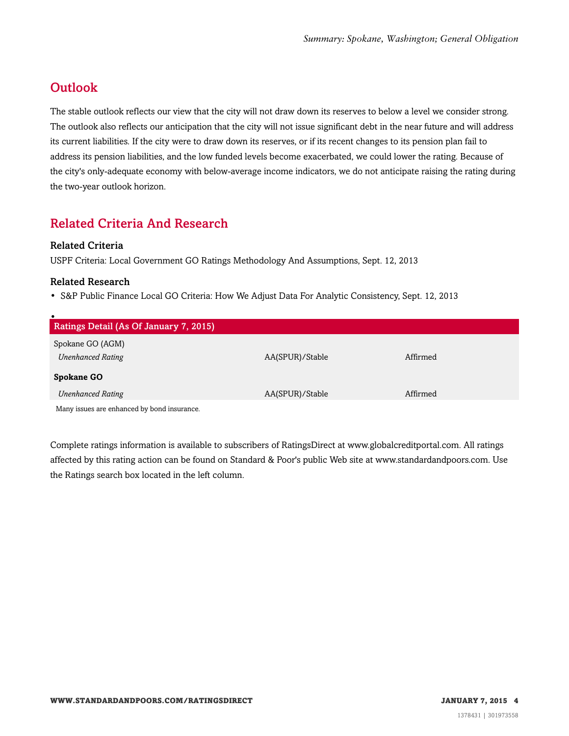## Outlook

The stable outlook reflects our view that the city will not draw down its reserves to below a level we consider strong. The outlook also reflects our anticipation that the city will not issue significant debt in the near future and will address its current liabilities. If the city were to draw down its reserves, or if its recent changes to its pension plan fail to address its pension liabilities, and the low funded levels become exacerbated, we could lower the rating. Because of the city's only-adequate economy with below-average income indicators, we do not anticipate raising the rating during the two-year outlook horizon.

## Related Criteria And Research

### Related Criteria

USPF Criteria: Local Government GO Ratings Methodology And Assumptions, Sept. 12, 2013

### Related Research

- S&P Public Finance Local GO Criteria: How We Adjust Data For Analytic Consistency, Sept. 12, 2013

| Ratings Detail (As Of January 7, 2015) | | |
|---|---|---|
| Spokane GO (AGM) | | |
| *Unenhanced Rating* | AA(SPUR)/Stable | Affirmed |
| **Spokane GO** | | |
| *Unenhanced Rating* | AA(SPUR)/Stable | Affirmed |

Many issues are enhanced by bond insurance.

Complete ratings information is available to subscribers of RatingsDirect at www.globalcreditportal.com. All ratings affected by this rating action can be found on Standard & Poor's public Web site at www.standardandpoors.com. Use the Ratings search box located in the left column.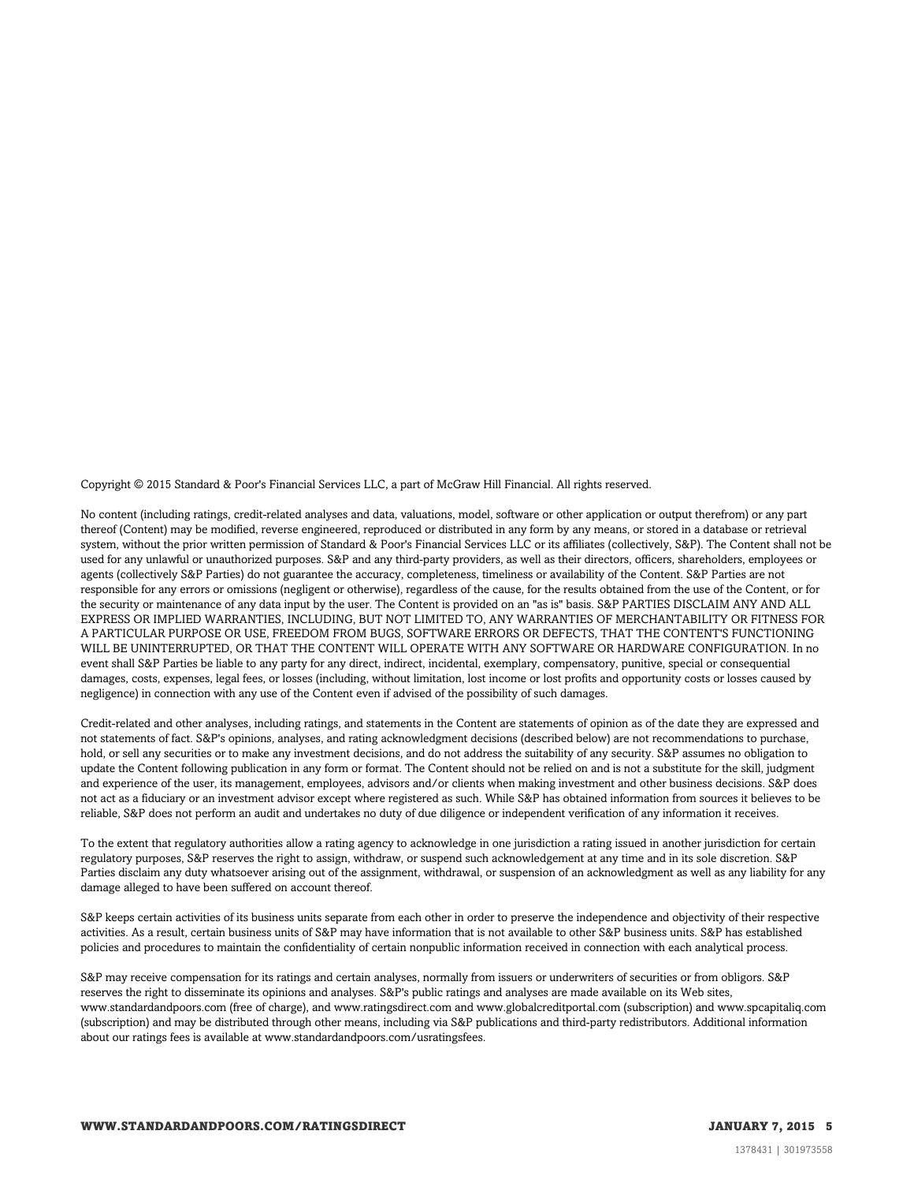Copyright © 2015 Standard & Poor's Financial Services LLC, a part of McGraw Hill Financial. All rights reserved.

No content (including ratings, credit-related analyses and data, valuations, model, software or other application or output therefrom) or any part thereof (Content) may be modified, reverse engineered, reproduced or distributed in any form by any means, or stored in a database or retrieval system, without the prior written permission of Standard & Poor's Financial Services LLC or its affiliates (collectively, S&P). The Content shall not be used for any unlawful or unauthorized purposes. S&P and any third-party providers, as well as their directors, officers, shareholders, employees or agents (collectively S&P Parties) do not guarantee the accuracy, completeness, timeliness or availability of the Content. S&P Parties are not responsible for any errors or omissions (negligent or otherwise), regardless of the cause, for the results obtained from the use of the Content, or for the security or maintenance of any data input by the user. The Content is provided on an "as is" basis. S&P PARTIES DISCLAIM ANY AND ALL EXPRESS OR IMPLIED WARRANTIES, INCLUDING, BUT NOT LIMITED TO, ANY WARRANTIES OF MERCHANTABILITY OR FITNESS FOR A PARTICULAR PURPOSE OR USE, FREEDOM FROM BUGS, SOFTWARE ERRORS OR DEFECTS, THAT THE CONTENT'S FUNCTIONING WILL BE UNINTERRUPTED, OR THAT THE CONTENT WILL OPERATE WITH ANY SOFTWARE OR HARDWARE CONFIGURATION. In no event shall S&P Parties be liable to any party for any direct, indirect, incidental, exemplary, compensatory, punitive, special or consequential damages, costs, expenses, legal fees, or losses (including, without limitation, lost income or lost profits and opportunity costs or losses caused by negligence) in connection with any use of the Content even if advised of the possibility of such damages.

Credit-related and other analyses, including ratings, and statements in the Content are statements of opinion as of the date they are expressed and not statements of fact. S&P's opinions, analyses, and rating acknowledgment decisions (described below) are not recommendations to purchase, hold, or sell any securities or to make any investment decisions, and do not address the suitability of any security. S&P assumes no obligation to update the Content following publication in any form or format. The Content should not be relied on and is not a substitute for the skill, judgment and experience of the user, its management, employees, advisors and/or clients when making investment and other business decisions. S&P does not act as a fiduciary or an investment advisor except where registered as such. While S&P has obtained information from sources it believes to be reliable, S&P does not perform an audit and undertakes no duty of due diligence or independent verification of any information it receives.

To the extent that regulatory authorities allow a rating agency to acknowledge in one jurisdiction a rating issued in another jurisdiction for certain regulatory purposes, S&P reserves the right to assign, withdraw, or suspend such acknowledgement at any time and in its sole discretion. S&P Parties disclaim any duty whatsoever arising out of the assignment, withdrawal, or suspension of an acknowledgment as well as any liability for any damage alleged to have been suffered on account thereof.

S&P keeps certain activities of its business units separate from each other in order to preserve the independence and objectivity of their respective activities. As a result, certain business units of S&P may have information that is not available to other S&P business units. S&P has established policies and procedures to maintain the confidentiality of certain nonpublic information received in connection with each analytical process.

S&P may receive compensation for its ratings and certain analyses, normally from issuers or underwriters of securities or from obligors. S&P reserves the right to disseminate its opinions and analyses. S&P's public ratings and analyses are made available on its Web sites, www.standardandpoors.com (free of charge), and www.ratingsdirect.com and www.globalcreditportal.com (subscription) and www.spcapitaliq.com (subscription) and may be distributed through other means, including via S&P publications and third-party redistributors. Additional information about our ratings fees is available at www.standardandpoors.com/usratingsfees.